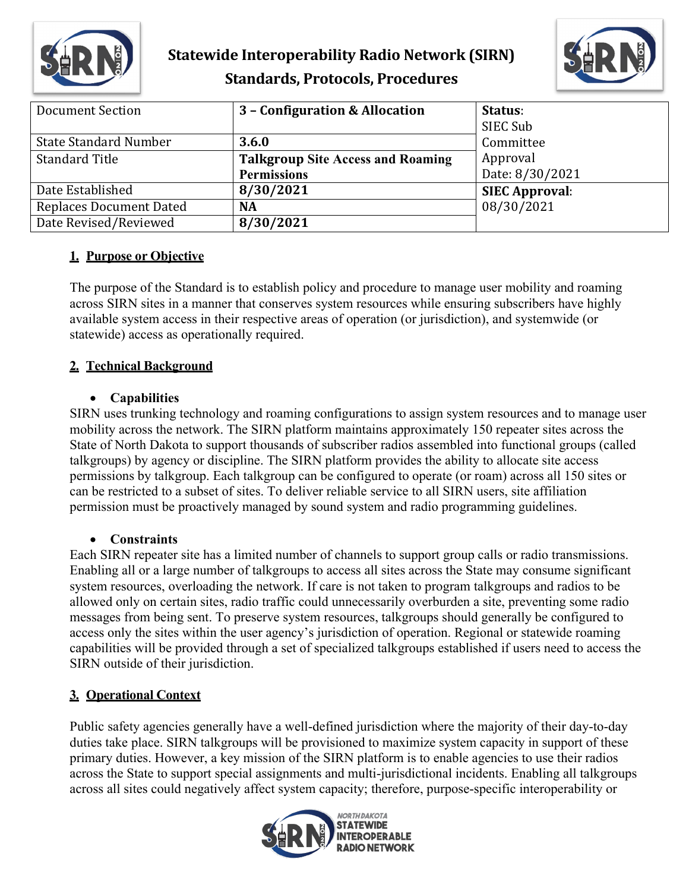# Statewide Interoperability Radio Network (SIRN) Standards, Protocols, Procedures

| Document Section | **3 – Configuration & Allocation** | **Status**: SIEC Sub Committee Approval Date: 8/30/2021 |
|---|---|---|
| State Standard Number | **3.6.0** | |
| Standard Title | **Talkgroup Site Access and Roaming Permissions** | |
| Date Established | **8/30/2021** | **SIEC Approval**: 08/30/2021 |
| Replaces Document Dated | **NA** | |
| Date Revised/Reviewed | **8/30/2021** | |

## 1. Purpose or Objective

The purpose of the Standard is to establish policy and procedure to manage user mobility and roaming across SIRN sites in a manner that conserves system resources while ensuring subscribers have highly available system access in their respective areas of operation (or jurisdiction), and systemwide (or statewide) access as operationally required.

## 2. Technical Background

- **Capabilities**

SIRN uses trunking technology and roaming configurations to assign system resources and to manage user mobility across the network. The SIRN platform maintains approximately 150 repeater sites across the State of North Dakota to support thousands of subscriber radios assembled into functional groups (called talkgroups) by agency or discipline. The SIRN platform provides the ability to allocate site access permissions by talkgroup. Each talkgroup can be configured to operate (or roam) across all 150 sites or can be restricted to a subset of sites. To deliver reliable service to all SIRN users, site affiliation permission must be proactively managed by sound system and radio programming guidelines.

- **Constraints**

Each SIRN repeater site has a limited number of channels to support group calls or radio transmissions. Enabling all or a large number of talkgroups to access all sites across the State may consume significant system resources, overloading the network. If care is not taken to program talkgroups and radios to be allowed only on certain sites, radio traffic could unnecessarily overburden a site, preventing some radio messages from being sent. To preserve system resources, talkgroups should generally be configured to access only the sites within the user agency's jurisdiction of operation. Regional or statewide roaming capabilities will be provided through a set of specialized talkgroups established if users need to access the SIRN outside of their jurisdiction.

## 3. Operational Context

Public safety agencies generally have a well-defined jurisdiction where the majority of their day-to-day duties take place. SIRN talkgroups will be provisioned to maximize system capacity in support of these primary duties. However, a key mission of the SIRN platform is to enable agencies to use their radios across the State to support special assignments and multi-jurisdictional incidents. Enabling all talkgroups across all sites could negatively affect system capacity; therefore, purpose-specific interoperability or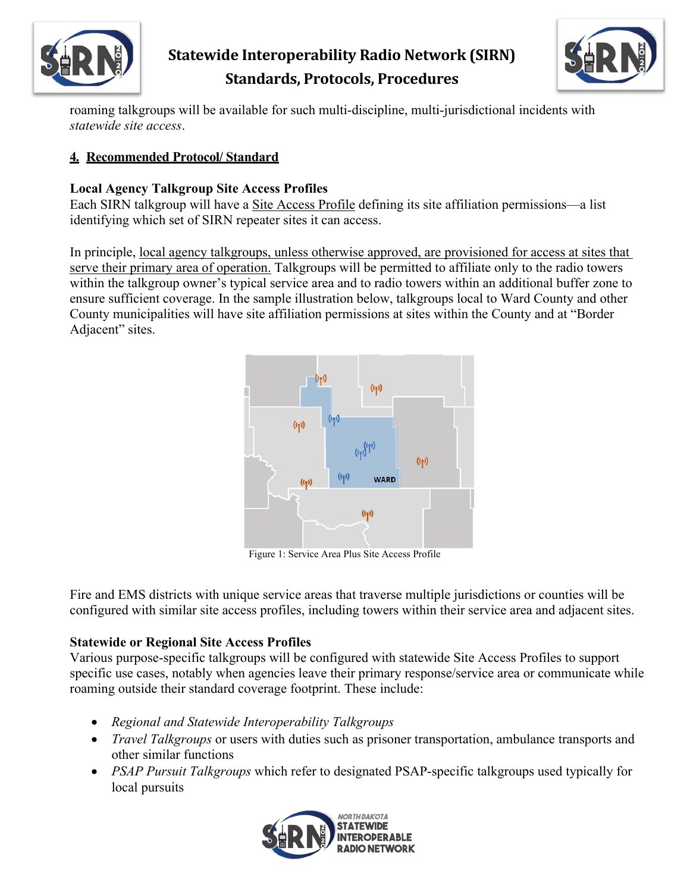roaming talkgroups will be available for such multi-discipline, multi-jurisdictional incidents with *statewide site access*.

## 4. Recommended Protocol/ Standard

**Local Agency Talkgroup Site Access Profiles**

Each SIRN talkgroup will have a Site Access Profile defining its site affiliation permissions—a list identifying which set of SIRN repeater sites it can access.

In principle, local agency talkgroups, unless otherwise approved, are provisioned for access at sites that serve their primary area of operation. Talkgroups will be permitted to affiliate only to the radio towers within the talkgroup owner's typical service area and to radio towers within an additional buffer zone to ensure sufficient coverage. In the sample illustration below, talkgroups local to Ward County and other County municipalities will have site affiliation permissions at sites within the County and at "Border Adjacent" sites.

Figure 1: Service Area Plus Site Access Profile

Fire and EMS districts with unique service areas that traverse multiple jurisdictions or counties will be configured with similar site access profiles, including towers within their service area and adjacent sites.

**Statewide or Regional Site Access Profiles**

Various purpose-specific talkgroups will be configured with statewide Site Access Profiles to support specific use cases, notably when agencies leave their primary response/service area or communicate while roaming outside their standard coverage footprint. These include:

- *Regional and Statewide Interoperability Talkgroups*
- *Travel Talkgroups* or users with duties such as prisoner transportation, ambulance transports and other similar functions
- *PSAP Pursuit Talkgroups* which refer to designated PSAP-specific talkgroups used typically for local pursuits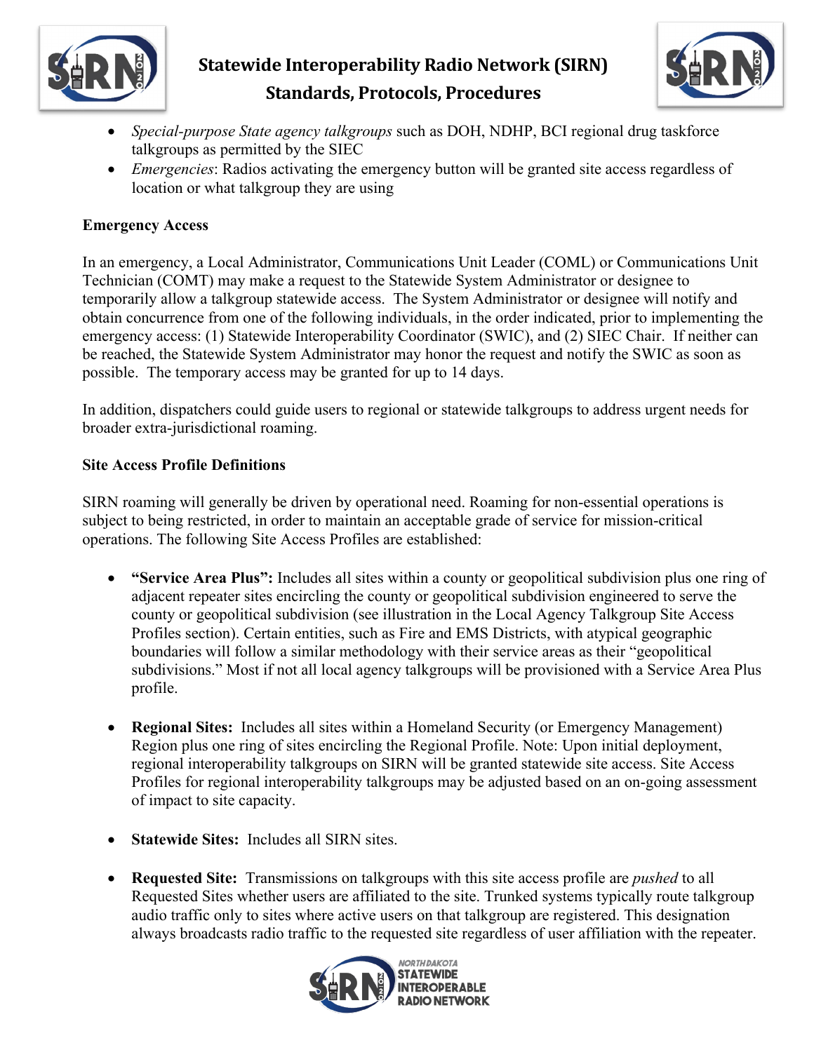- *Special-purpose State agency talkgroups* such as DOH, NDHP, BCI regional drug taskforce talkgroups as permitted by the SIEC
- *Emergencies*: Radios activating the emergency button will be granted site access regardless of location or what talkgroup they are using

**Emergency Access**

In an emergency, a Local Administrator, Communications Unit Leader (COML) or Communications Unit Technician (COMT) may make a request to the Statewide System Administrator or designee to temporarily allow a talkgroup statewide access. The System Administrator or designee will notify and obtain concurrence from one of the following individuals, in the order indicated, prior to implementing the emergency access: (1) Statewide Interoperability Coordinator (SWIC), and (2) SIEC Chair. If neither can be reached, the Statewide System Administrator may honor the request and notify the SWIC as soon as possible. The temporary access may be granted for up to 14 days.

In addition, dispatchers could guide users to regional or statewide talkgroups to address urgent needs for broader extra-jurisdictional roaming.

**Site Access Profile Definitions**

SIRN roaming will generally be driven by operational need. Roaming for non-essential operations is subject to being restricted, in order to maintain an acceptable grade of service for mission-critical operations. The following Site Access Profiles are established:

- **"Service Area Plus":** Includes all sites within a county or geopolitical subdivision plus one ring of adjacent repeater sites encircling the county or geopolitical subdivision engineered to serve the county or geopolitical subdivision (see illustration in the Local Agency Talkgroup Site Access Profiles section). Certain entities, such as Fire and EMS Districts, with atypical geographic boundaries will follow a similar methodology with their service areas as their "geopolitical subdivisions." Most if not all local agency talkgroups will be provisioned with a Service Area Plus profile.

- **Regional Sites:** Includes all sites within a Homeland Security (or Emergency Management) Region plus one ring of sites encircling the Regional Profile. Note: Upon initial deployment, regional interoperability talkgroups on SIRN will be granted statewide site access. Site Access Profiles for regional interoperability talkgroups may be adjusted based on an on-going assessment of impact to site capacity.

- **Statewide Sites:** Includes all SIRN sites.

- **Requested Site:** Transmissions on talkgroups with this site access profile are *pushed* to all Requested Sites whether users are affiliated to the site. Trunked systems typically route talkgroup audio traffic only to sites where active users on that talkgroup are registered. This designation always broadcasts radio traffic to the requested site regardless of user affiliation with the repeater.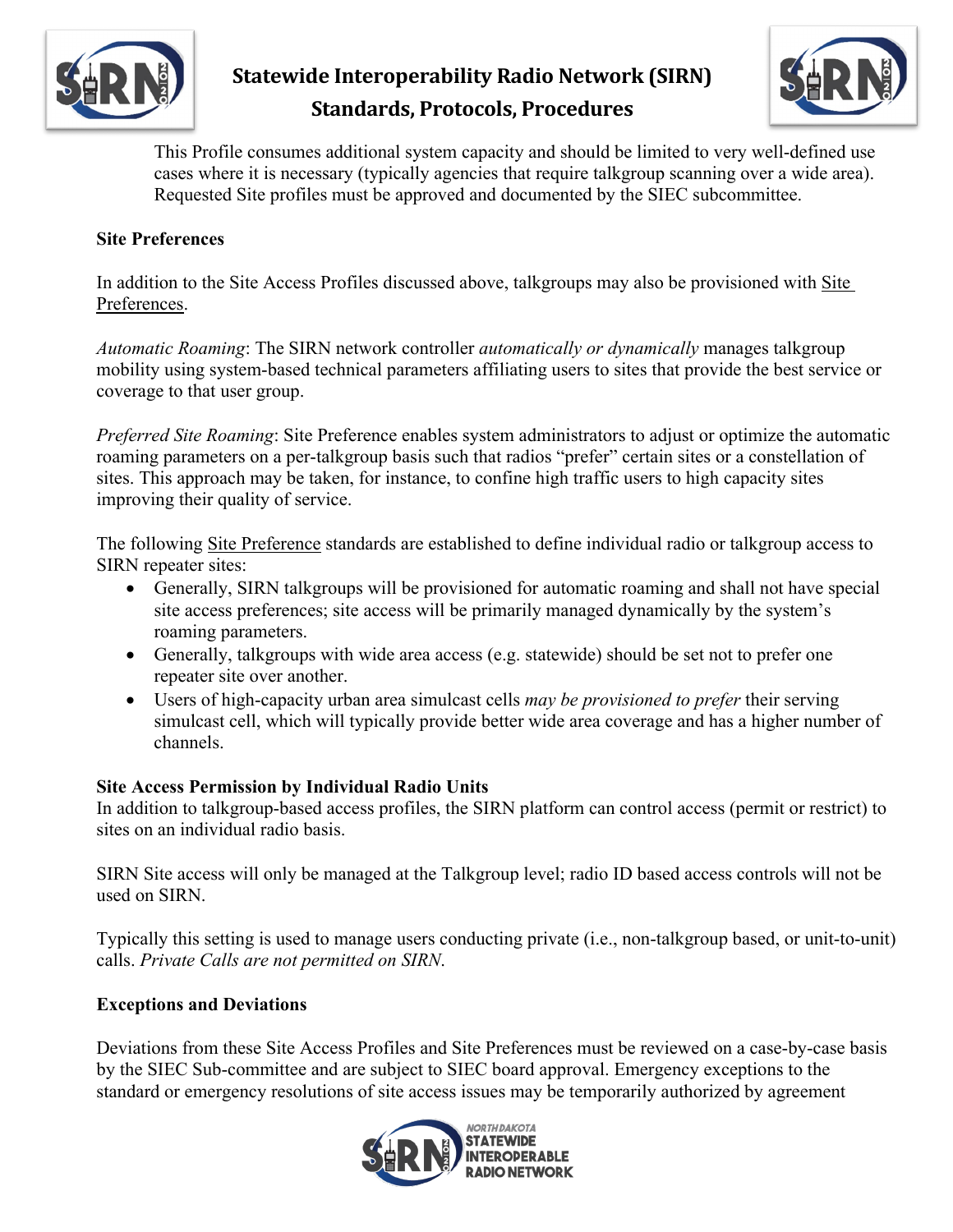This Profile consumes additional system capacity and should be limited to very well-defined use cases where it is necessary (typically agencies that require talkgroup scanning over a wide area). Requested Site profiles must be approved and documented by the SIEC subcommittee.

**Site Preferences**

In addition to the Site Access Profiles discussed above, talkgroups may also be provisioned with Site Preferences.

*Automatic Roaming*: The SIRN network controller *automatically or dynamically* manages talkgroup mobility using system-based technical parameters affiliating users to sites that provide the best service or coverage to that user group.

*Preferred Site Roaming*: Site Preference enables system administrators to adjust or optimize the automatic roaming parameters on a per-talkgroup basis such that radios "prefer" certain sites or a constellation of sites. This approach may be taken, for instance, to confine high traffic users to high capacity sites improving their quality of service.

The following Site Preference standards are established to define individual radio or talkgroup access to SIRN repeater sites:

- Generally, SIRN talkgroups will be provisioned for automatic roaming and shall not have special site access preferences; site access will be primarily managed dynamically by the system's roaming parameters.
- Generally, talkgroups with wide area access (e.g. statewide) should be set not to prefer one repeater site over another.
- Users of high-capacity urban area simulcast cells *may be provisioned to prefer* their serving simulcast cell, which will typically provide better wide area coverage and has a higher number of channels.

**Site Access Permission by Individual Radio Units**

In addition to talkgroup-based access profiles, the SIRN platform can control access (permit or restrict) to sites on an individual radio basis.

SIRN Site access will only be managed at the Talkgroup level; radio ID based access controls will not be used on SIRN.

Typically this setting is used to manage users conducting private (i.e., non-talkgroup based, or unit-to-unit) calls. *Private Calls are not permitted on SIRN.*

**Exceptions and Deviations**

Deviations from these Site Access Profiles and Site Preferences must be reviewed on a case-by-case basis by the SIEC Sub-committee and are subject to SIEC board approval. Emergency exceptions to the standard or emergency resolutions of site access issues may be temporarily authorized by agreement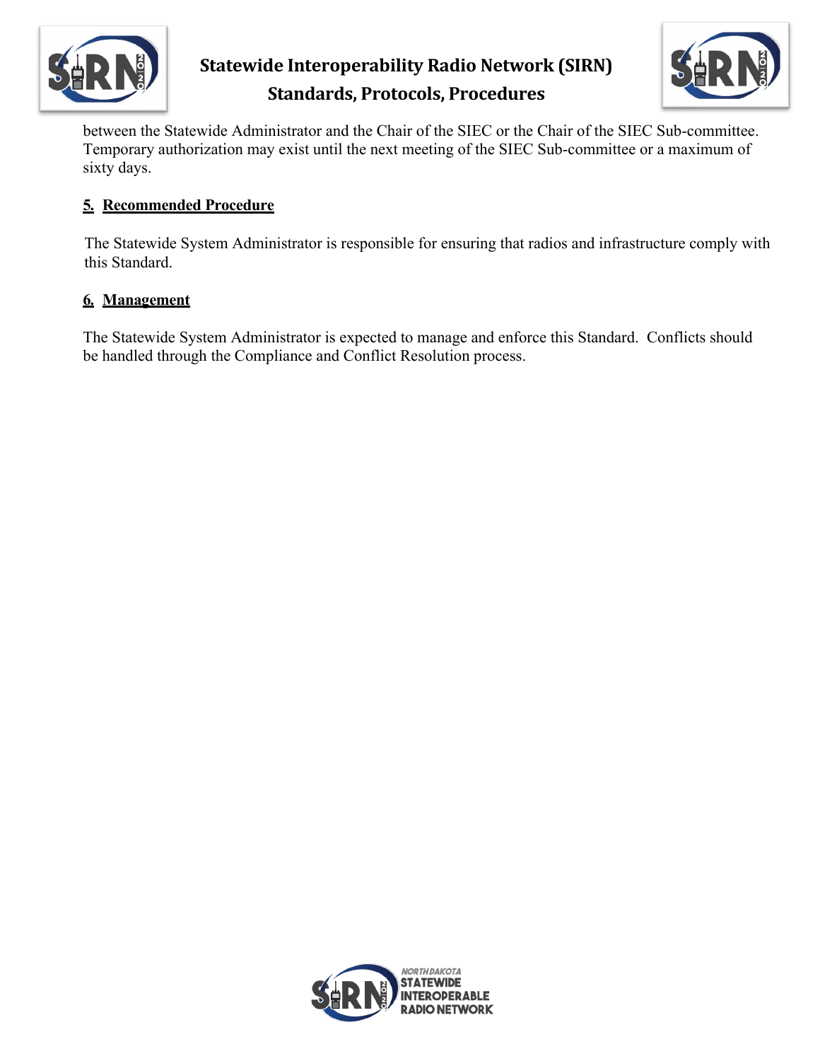between the Statewide Administrator and the Chair of the SIEC or the Chair of the SIEC Sub-committee. Temporary authorization may exist until the next meeting of the SIEC Sub-committee or a maximum of sixty days.

## 5. Recommended Procedure

The Statewide System Administrator is responsible for ensuring that radios and infrastructure comply with this Standard.

## 6. Management

The Statewide System Administrator is expected to manage and enforce this Standard. Conflicts should be handled through the Compliance and Conflict Resolution process.